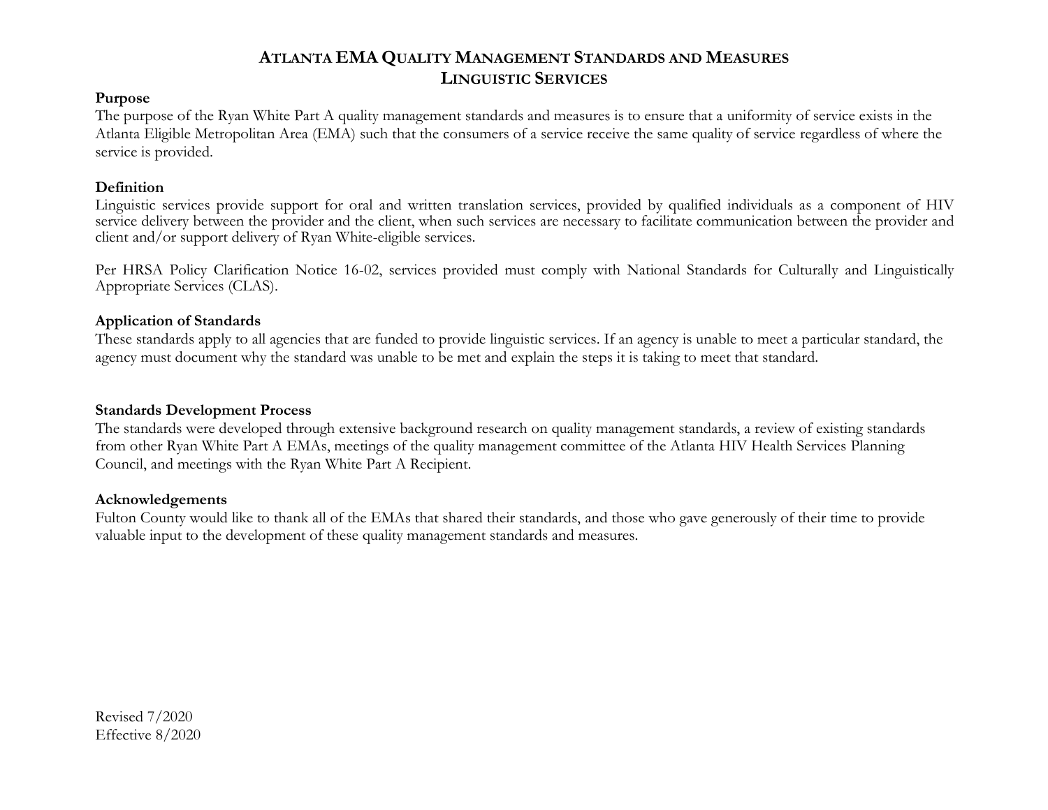# ATLANTA EMA QUALITY MANAGEMENT STANDARDS AND MEASURES
## LINGUISTIC SERVICES

**Purpose**

The purpose of the Ryan White Part A quality management standards and measures is to ensure that a uniformity of service exists in the Atlanta Eligible Metropolitan Area (EMA) such that the consumers of a service receive the same quality of service regardless of where the service is provided.

**Definition**

Linguistic services provide support for oral and written translation services, provided by qualified individuals as a component of HIV service delivery between the provider and the client, when such services are necessary to facilitate communication between the provider and client and/or support delivery of Ryan White-eligible services.

Per HRSA Policy Clarification Notice 16-02, services provided must comply with National Standards for Culturally and Linguistically Appropriate Services (CLAS).

**Application of Standards**

These standards apply to all agencies that are funded to provide linguistic services. If an agency is unable to meet a particular standard, the agency must document why the standard was unable to be met and explain the steps it is taking to meet that standard.

**Standards Development Process**

The standards were developed through extensive background research on quality management standards, a review of existing standards from other Ryan White Part A EMAs, meetings of the quality management committee of the Atlanta HIV Health Services Planning Council, and meetings with the Ryan White Part A Recipient.

**Acknowledgements**

Fulton County would like to thank all of the EMAs that shared their standards, and those who gave generously of their time to provide valuable input to the development of these quality management standards and measures.

Revised 7/2020
Effective 8/2020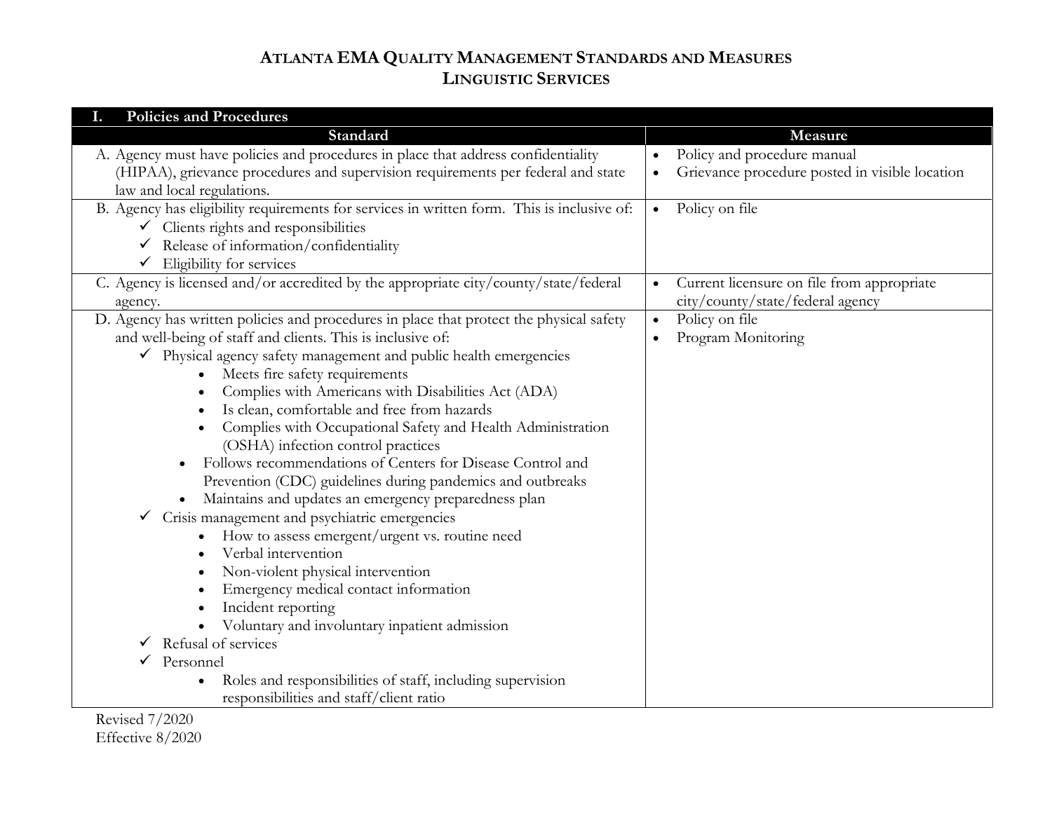# Atlanta EMA Quality Management Standards and Measures
## Linguistic Services

| I. Policies and Procedures | |
|---|---|
| **Standard** | **Measure** |
| A. Agency must have policies and procedures in place that address confidentiality (HIPAA), grievance procedures and supervision requirements per federal and state law and local regulations. | • Policy and procedure manual<br>• Grievance procedure posted in visible location |
| B. Agency has eligibility requirements for services in written form. This is inclusive of:<br>✓ Clients rights and responsibilities<br>✓ Release of information/confidentiality<br>✓ Eligibility for services | • Policy on file |
| C. Agency is licensed and/or accredited by the appropriate city/county/state/federal agency. | • Current licensure on file from appropriate city/county/state/federal agency |
| D. Agency has written policies and procedures in place that protect the physical safety and well-being of staff and clients. This is inclusive of:<br>✓ Physical agency safety management and public health emergencies<br>&nbsp;&nbsp;&nbsp;&nbsp;• Meets fire safety requirements<br>&nbsp;&nbsp;&nbsp;&nbsp;• Complies with Americans with Disabilities Act (ADA)<br>&nbsp;&nbsp;&nbsp;&nbsp;• Is clean, comfortable and free from hazards<br>&nbsp;&nbsp;&nbsp;&nbsp;• Complies with Occupational Safety and Health Administration (OSHA) infection control practices<br>&nbsp;&nbsp;• Follows recommendations of Centers for Disease Control and Prevention (CDC) guidelines during pandemics and outbreaks<br>&nbsp;&nbsp;• Maintains and updates an emergency preparedness plan<br>✓ Crisis management and psychiatric emergencies<br>&nbsp;&nbsp;&nbsp;&nbsp;• How to assess emergent/urgent vs. routine need<br>&nbsp;&nbsp;&nbsp;&nbsp;• Verbal intervention<br>&nbsp;&nbsp;&nbsp;&nbsp;• Non-violent physical intervention<br>&nbsp;&nbsp;&nbsp;&nbsp;• Emergency medical contact information<br>&nbsp;&nbsp;&nbsp;&nbsp;• Incident reporting<br>&nbsp;&nbsp;&nbsp;&nbsp;• Voluntary and involuntary inpatient admission<br>✓ Refusal of services<br>✓ Personnel<br>&nbsp;&nbsp;&nbsp;&nbsp;• Roles and responsibilities of staff, including supervision responsibilities and staff/client ratio | • Policy on file<br>• Program Monitoring |

Revised 7/2020
Effective 8/2020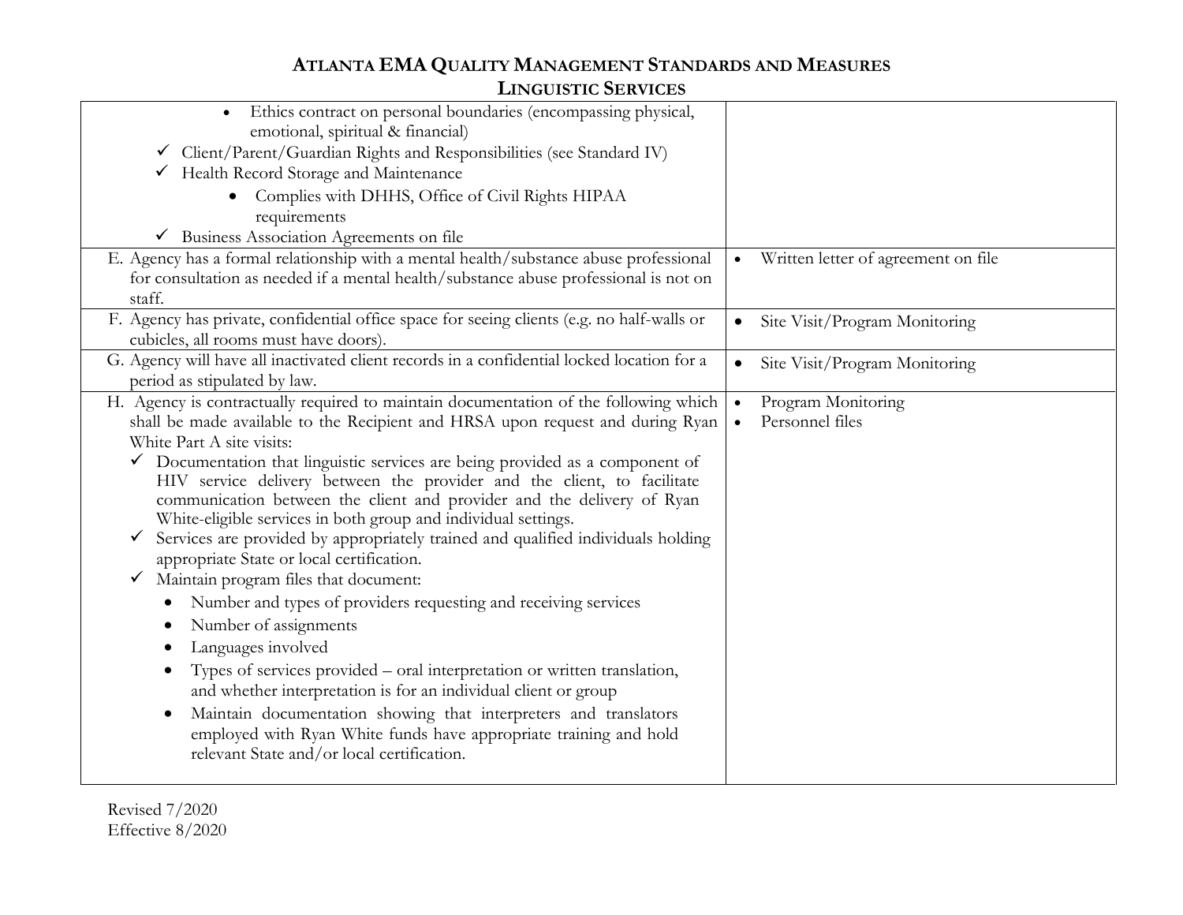# ATLANTA EMA QUALITY MANAGEMENT STANDARDS AND MEASURES
## LINGUISTIC SERVICES

| | |
|---|---|
| • Ethics contract on personal boundaries (encompassing physical, emotional, spiritual & financial)<br>✓ Client/Parent/Guardian Rights and Responsibilities (see Standard IV)<br>✓ Health Record Storage and Maintenance<br>• Complies with DHHS, Office of Civil Rights HIPAA requirements<br>✓ Business Association Agreements on file | |
| E. Agency has a formal relationship with a mental health/substance abuse professional for consultation as needed if a mental health/substance abuse professional is not on staff. | • Written letter of agreement on file |
| F. Agency has private, confidential office space for seeing clients (e.g. no half-walls or cubicles, all rooms must have doors). | • Site Visit/Program Monitoring |
| G. Agency will have all inactivated client records in a confidential locked location for a period as stipulated by law. | • Site Visit/Program Monitoring |
| H. Agency is contractually required to maintain documentation of the following which shall be made available to the Recipient and HRSA upon request and during Ryan White Part A site visits:<br>✓ Documentation that linguistic services are being provided as a component of HIV service delivery between the provider and the client, to facilitate communication between the client and provider and the delivery of Ryan White-eligible services in both group and individual settings.<br>✓ Services are provided by appropriately trained and qualified individuals holding appropriate State or local certification.<br>✓ Maintain program files that document:<br>• Number and types of providers requesting and receiving services<br>• Number of assignments<br>• Languages involved<br>• Types of services provided – oral interpretation or written translation, and whether interpretation is for an individual client or group<br>• Maintain documentation showing that interpreters and translators employed with Ryan White funds have appropriate training and hold relevant State and/or local certification. | • Program Monitoring<br>• Personnel files |

Revised 7/2020
Effective 8/2020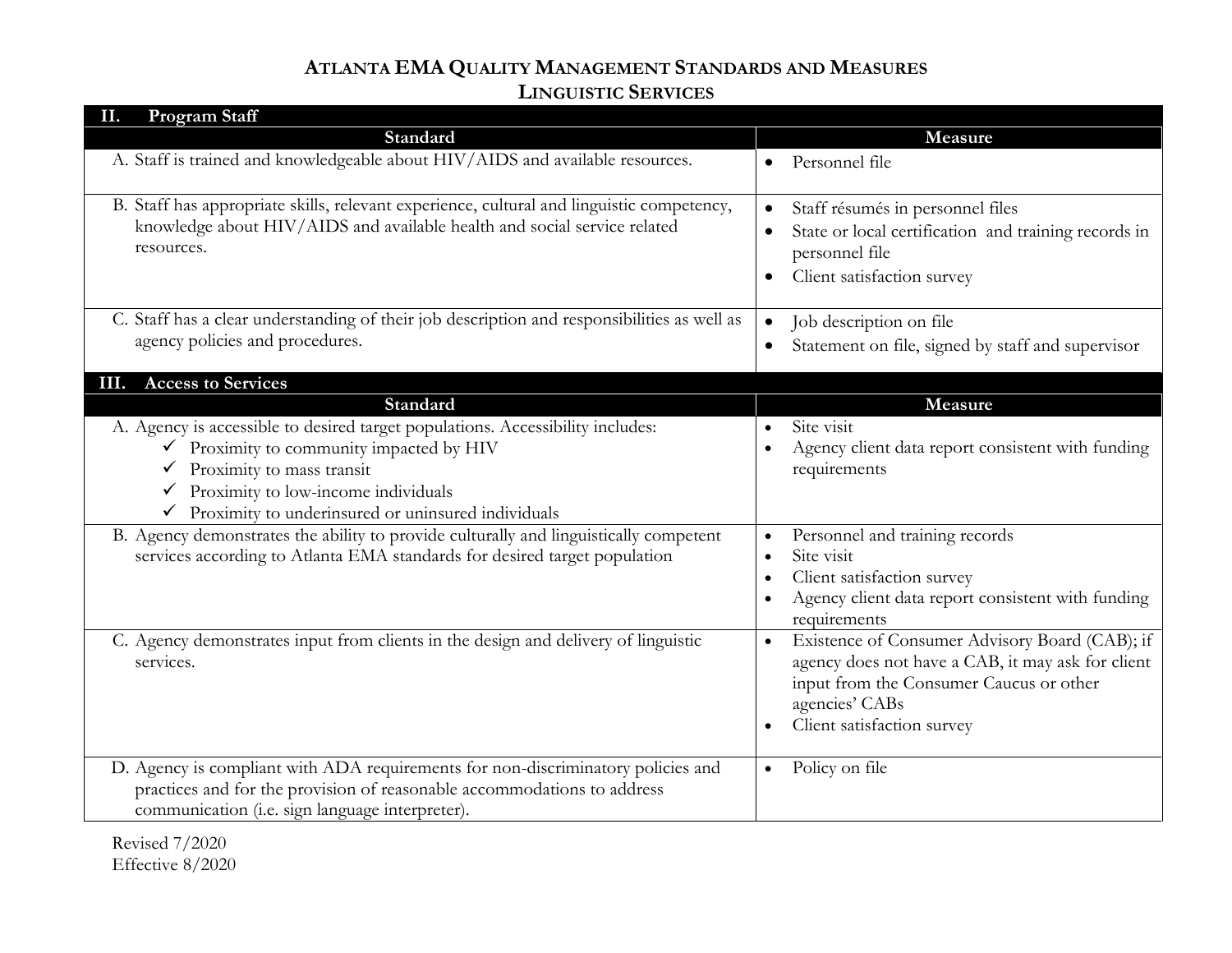# Atlanta EMA Quality Management Standards and Measures
## Linguistic Services

### II. Program Staff

| Standard | Measure |
|---|---|
| A. Staff is trained and knowledgeable about HIV/AIDS and available resources. | • Personnel file |
| B. Staff has appropriate skills, relevant experience, cultural and linguistic competency, knowledge about HIV/AIDS and available health and social service related resources. | • Staff résumés in personnel files<br>• State or local certification and training records in personnel file<br>• Client satisfaction survey |
| C. Staff has a clear understanding of their job description and responsibilities as well as agency policies and procedures. | • Job description on file<br>• Statement on file, signed by staff and supervisor |

### III. Access to Services

| Standard | Measure |
|---|---|
| A. Agency is accessible to desired target populations. Accessibility includes:<br>✓ Proximity to community impacted by HIV<br>✓ Proximity to mass transit<br>✓ Proximity to low-income individuals<br>✓ Proximity to underinsured or uninsured individuals | • Site visit<br>• Agency client data report consistent with funding requirements |
| B. Agency demonstrates the ability to provide culturally and linguistically competent services according to Atlanta EMA standards for desired target population | • Personnel and training records<br>• Site visit<br>• Client satisfaction survey<br>• Agency client data report consistent with funding requirements |
| C. Agency demonstrates input from clients in the design and delivery of linguistic services. | • Existence of Consumer Advisory Board (CAB); if agency does not have a CAB, it may ask for client input from the Consumer Caucus or other agencies' CABs<br>• Client satisfaction survey |
| D. Agency is compliant with ADA requirements for non-discriminatory policies and practices and for the provision of reasonable accommodations to address communication (i.e. sign language interpreter). | • Policy on file |

Revised 7/2020
Effective 8/2020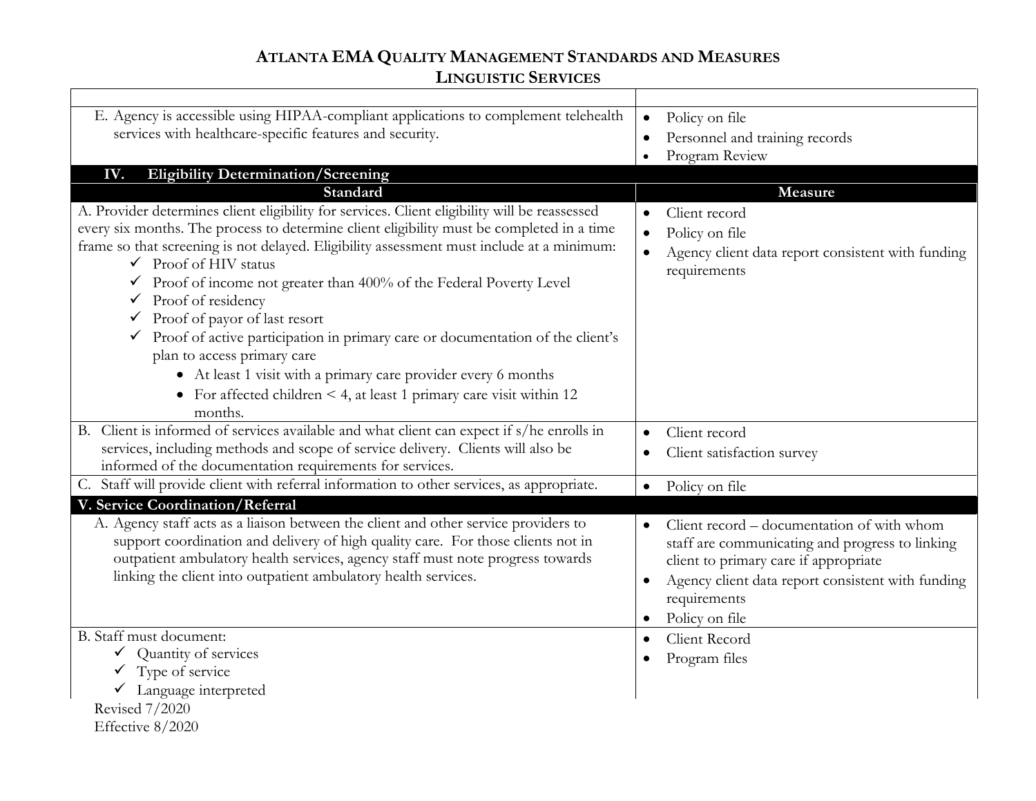# ATLANTA EMA QUALITY MANAGEMENT STANDARDS AND MEASURES
## LINGUISTIC SERVICES

| | |
|---|---|
| E. Agency is accessible using HIPAA-compliant applications to complement telehealth services with healthcare-specific features and security. | • Policy on file<br>• Personnel and training records<br>• Program Review |
| **IV. Eligibility Determination/Screening** | |
| **Standard** | **Measure** |
| A. Provider determines client eligibility for services. Client eligibility will be reassessed every six months. The process to determine client eligibility must be completed in a time frame so that screening is not delayed. Eligibility assessment must include at a minimum:<br>✓ Proof of HIV status<br>✓ Proof of income not greater than 400% of the Federal Poverty Level<br>✓ Proof of residency<br>✓ Proof of payor of last resort<br>✓ Proof of active participation in primary care or documentation of the client's plan to access primary care<br>• At least 1 visit with a primary care provider every 6 months<br>• For affected children < 4, at least 1 primary care visit within 12 months. | • Client record<br>• Policy on file<br>• Agency client data report consistent with funding requirements |
| B. Client is informed of services available and what client can expect if s/he enrolls in services, including methods and scope of service delivery. Clients will also be informed of the documentation requirements for services. | • Client record<br>• Client satisfaction survey |
| C. Staff will provide client with referral information to other services, as appropriate. | • Policy on file |
| **V. Service Coordination/Referral** | |
| A. Agency staff acts as a liaison between the client and other service providers to support coordination and delivery of high quality care. For those clients not in outpatient ambulatory health services, agency staff must note progress towards linking the client into outpatient ambulatory health services. | • Client record – documentation of with whom staff are communicating and progress to linking client to primary care if appropriate<br>• Agency client data report consistent with funding requirements<br>• Policy on file |
| B. Staff must document:<br>✓ Quantity of services<br>✓ Type of service<br>✓ Language interpreted | • Client Record<br>• Program files |

Revised 7/2020
Effective 8/2020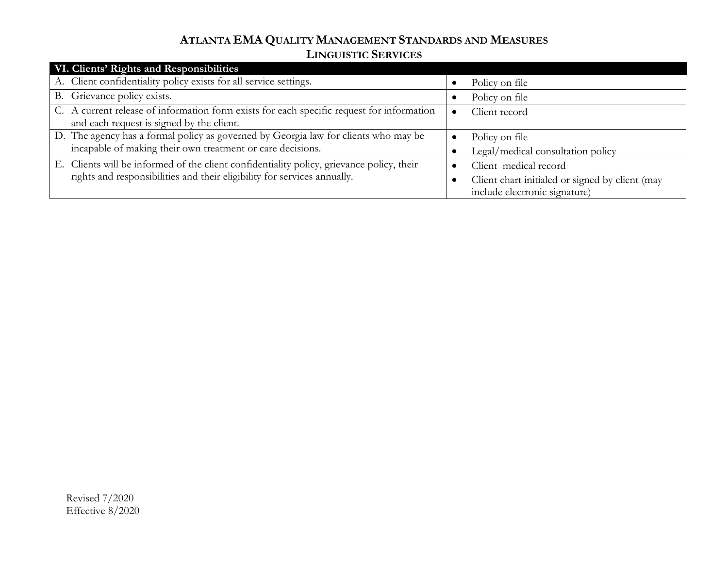# Atlanta EMA Quality Management Standards and Measures
## Linguistic Services

| VI. Clients' Rights and Responsibilities | |
|---|---|
| A. Client confidentiality policy exists for all service settings. | • Policy on file |
| B. Grievance policy exists. | • Policy on file |
| C. A current release of information form exists for each specific request for information and each request is signed by the client. | • Client record |
| D. The agency has a formal policy as governed by Georgia law for clients who may be incapable of making their own treatment or care decisions. | • Policy on file<br>• Legal/medical consultation policy |
| E. Clients will be informed of the client confidentiality policy, grievance policy, their rights and responsibilities and their eligibility for services annually. | • Client medical record<br>• Client chart initialed or signed by client (may include electronic signature) |

Revised 7/2020
Effective 8/2020